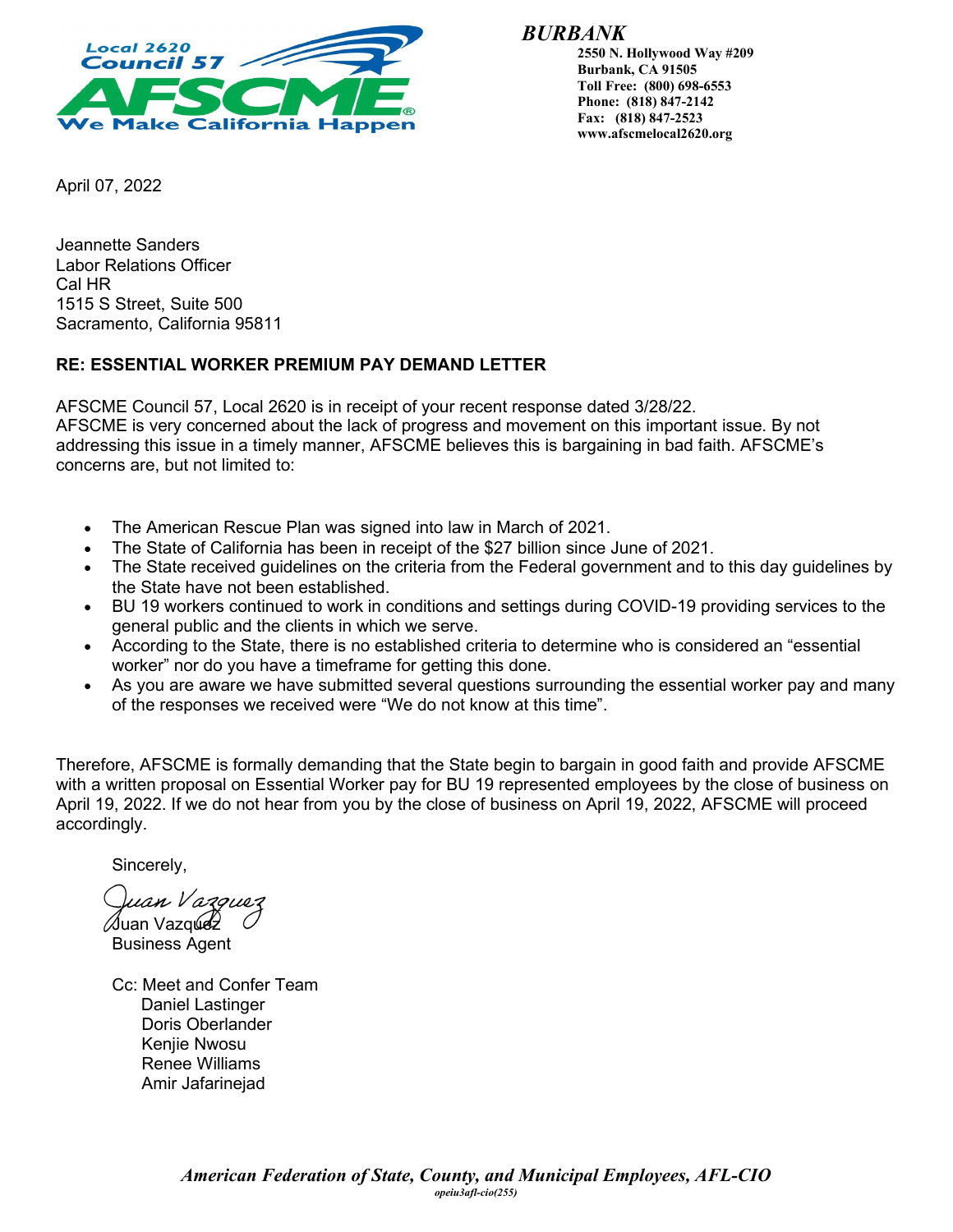Local 2620
Council 57
AFSCME
We Make California Happen

***BURBANK***

**2550 N. Hollywood Way #209**
**Burbank, CA 91505**
**Toll Free: (800) 698-6553**
**Phone: (818) 847-2142**
**Fax: (818) 847-2523**
**www.afscmelocal2620.org**

April 07, 2022

Jeannette Sanders
Labor Relations Officer
Cal HR
1515 S Street, Suite 500
Sacramento, California 95811

**RE: ESSENTIAL WORKER PREMIUM PAY DEMAND LETTER**

AFSCME Council 57, Local 2620 is in receipt of your recent response dated 3/28/22.
AFSCME is very concerned about the lack of progress and movement on this important issue. By not addressing this issue in a timely manner, AFSCME believes this is bargaining in bad faith. AFSCME's concerns are, but not limited to:

- The American Rescue Plan was signed into law in March of 2021.
- The State of California has been in receipt of the $27 billion since June of 2021.
- The State received guidelines on the criteria from the Federal government and to this day guidelines by the State have not been established.
- BU 19 workers continued to work in conditions and settings during COVID-19 providing services to the general public and the clients in which we serve.
- According to the State, there is no established criteria to determine who is considered an "essential worker" nor do you have a timeframe for getting this done.
- As you are aware we have submitted several questions surrounding the essential worker pay and many of the responses we received were "We do not know at this time".

Therefore, AFSCME is formally demanding that the State begin to bargain in good faith and provide AFSCME with a written proposal on Essential Worker pay for BU 19 represented employees by the close of business on April 19, 2022. If we do not hear from you by the close of business on April 19, 2022, AFSCME will proceed accordingly.

Sincerely,

*Juan Vazquez*
Juan Vazquez
Business Agent

Cc: Meet and Confer Team
Daniel Lastinger
Doris Oberlander
Kenjie Nwosu
Renee Williams
Amir Jafarinejad

***American Federation of State, County, and Municipal Employees, AFL-CIO***
*opeiu3afl-cio(255)*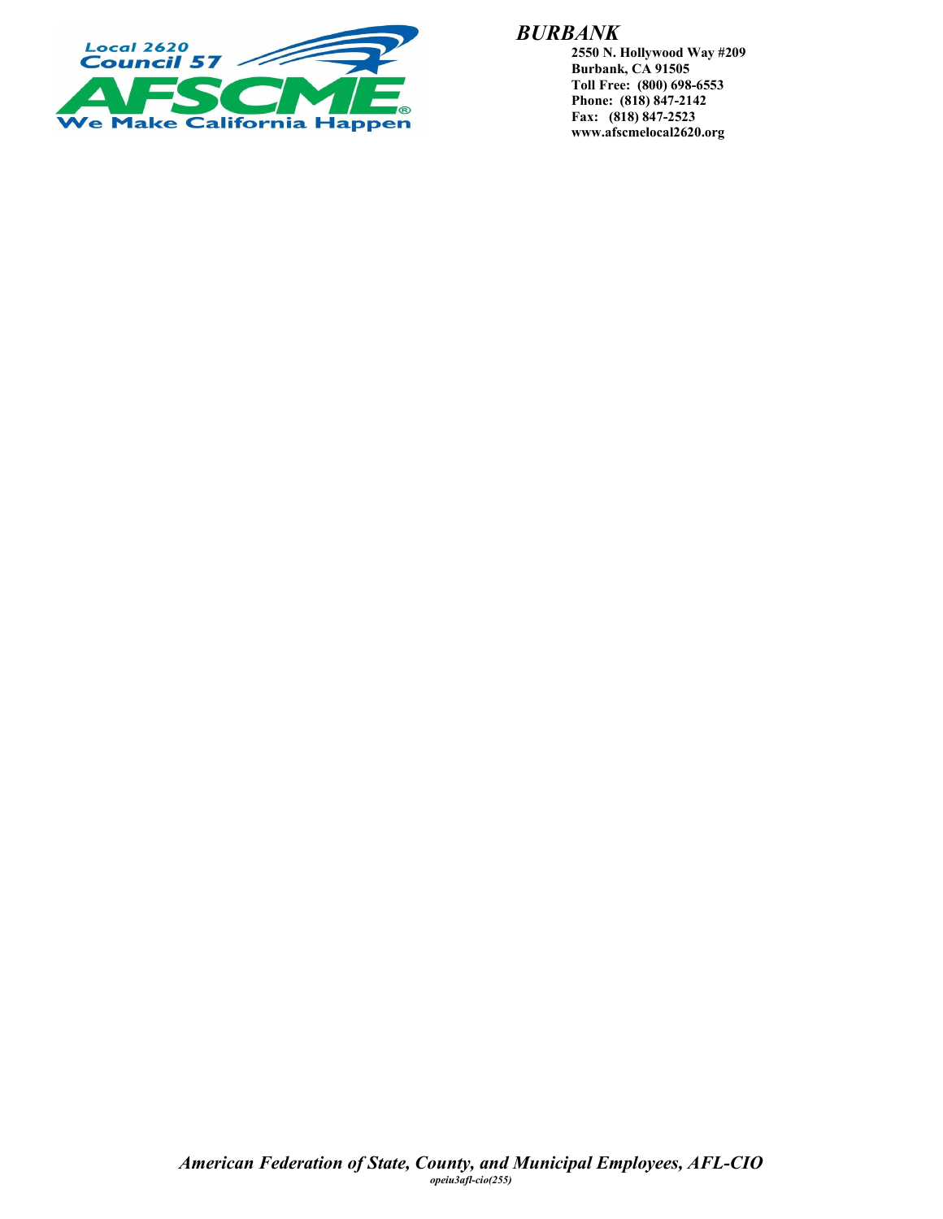Local 2620
Council 57
AFSCME
We Make California Happen

*BURBANK*

**2550 N. Hollywood Way #209**
**Burbank, CA 91505**
**Toll Free: (800) 698-6553**
**Phone: (818) 847-2142**
**Fax: (818) 847-2523**
**www.afscmelocal2620.org**

*American Federation of State, County, and Municipal Employees, AFL-CIO*

*opeiu3afl-cio(255)*